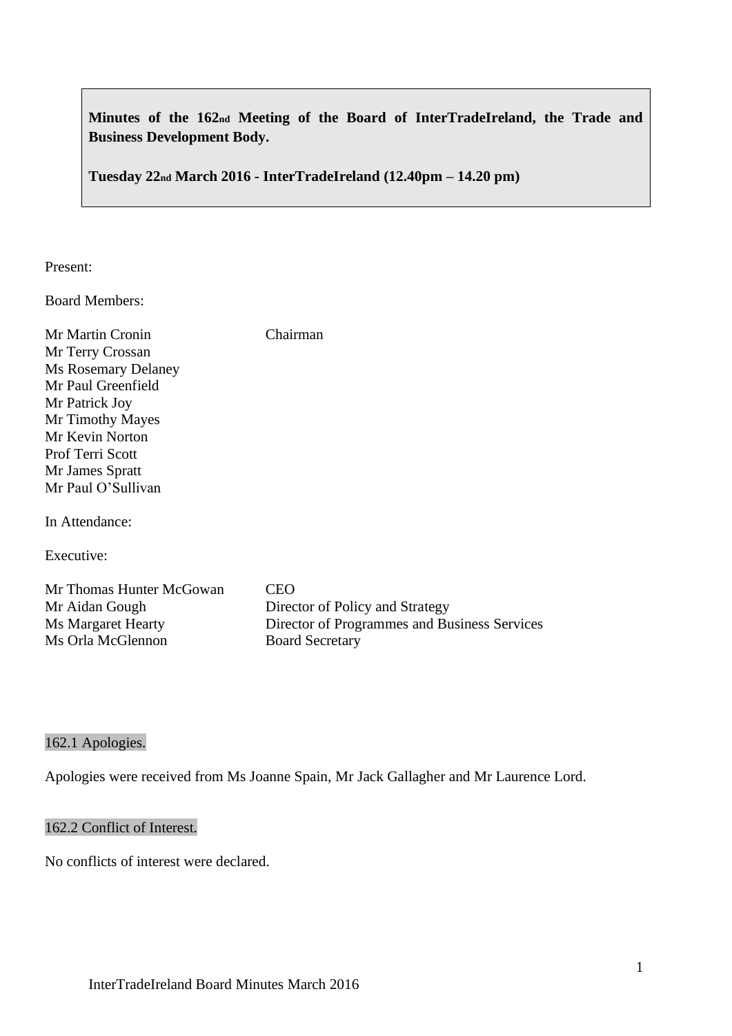**Minutes of the 162nd Meeting of the Board of InterTradeIreland, the Trade and Business Development Body.**

**Tuesday 22nd March 2016 - InterTradeIreland (12.40pm – 14.20 pm)**

Present:

Board Members:

| | |
|---|---|
| Mr Martin Cronin | Chairman |
| Mr Terry Crossan | |
| Ms Rosemary Delaney | |
| Mr Paul Greenfield | |
| Mr Patrick Joy | |
| Mr Timothy Mayes | |
| Mr Kevin Norton | |
| Prof Terri Scott | |
| Mr James Spratt | |
| Mr Paul O'Sullivan | |

In Attendance:

Executive:

| | |
|---|---|
| Mr Thomas Hunter McGowan | CEO |
| Mr Aidan Gough | Director of Policy and Strategy |
| Ms Margaret Hearty | Director of Programmes and Business Services |
| Ms Orla McGlennon | Board Secretary |

## 162.1 Apologies.

Apologies were received from Ms Joanne Spain, Mr Jack Gallagher and Mr Laurence Lord.

## 162.2 Conflict of Interest.

No conflicts of interest were declared.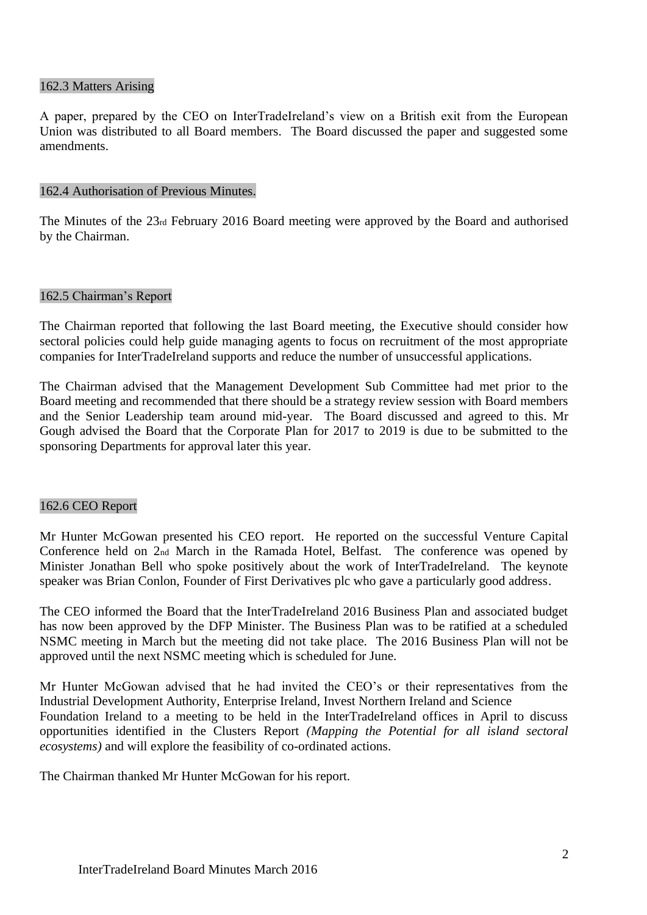## 162.3 Matters Arising

A paper, prepared by the CEO on InterTradeIreland's view on a British exit from the European Union was distributed to all Board members. The Board discussed the paper and suggested some amendments.

## 162.4 Authorisation of Previous Minutes.

The Minutes of the 23rd February 2016 Board meeting were approved by the Board and authorised by the Chairman.

## 162.5 Chairman's Report

The Chairman reported that following the last Board meeting, the Executive should consider how sectoral policies could help guide managing agents to focus on recruitment of the most appropriate companies for InterTradeIreland supports and reduce the number of unsuccessful applications.

The Chairman advised that the Management Development Sub Committee had met prior to the Board meeting and recommended that there should be a strategy review session with Board members and the Senior Leadership team around mid-year. The Board discussed and agreed to this. Mr Gough advised the Board that the Corporate Plan for 2017 to 2019 is due to be submitted to the sponsoring Departments for approval later this year.

## 162.6 CEO Report

Mr Hunter McGowan presented his CEO report. He reported on the successful Venture Capital Conference held on 2nd March in the Ramada Hotel, Belfast. The conference was opened by Minister Jonathan Bell who spoke positively about the work of InterTradeIreland. The keynote speaker was Brian Conlon, Founder of First Derivatives plc who gave a particularly good address.

The CEO informed the Board that the InterTradeIreland 2016 Business Plan and associated budget has now been approved by the DFP Minister. The Business Plan was to be ratified at a scheduled NSMC meeting in March but the meeting did not take place. The 2016 Business Plan will not be approved until the next NSMC meeting which is scheduled for June.

Mr Hunter McGowan advised that he had invited the CEO's or their representatives from the Industrial Development Authority, Enterprise Ireland, Invest Northern Ireland and Science Foundation Ireland to a meeting to be held in the InterTradeIreland offices in April to discuss opportunities identified in the Clusters Report *(Mapping the Potential for all island sectoral ecosystems)* and will explore the feasibility of co-ordinated actions.

The Chairman thanked Mr Hunter McGowan for his report.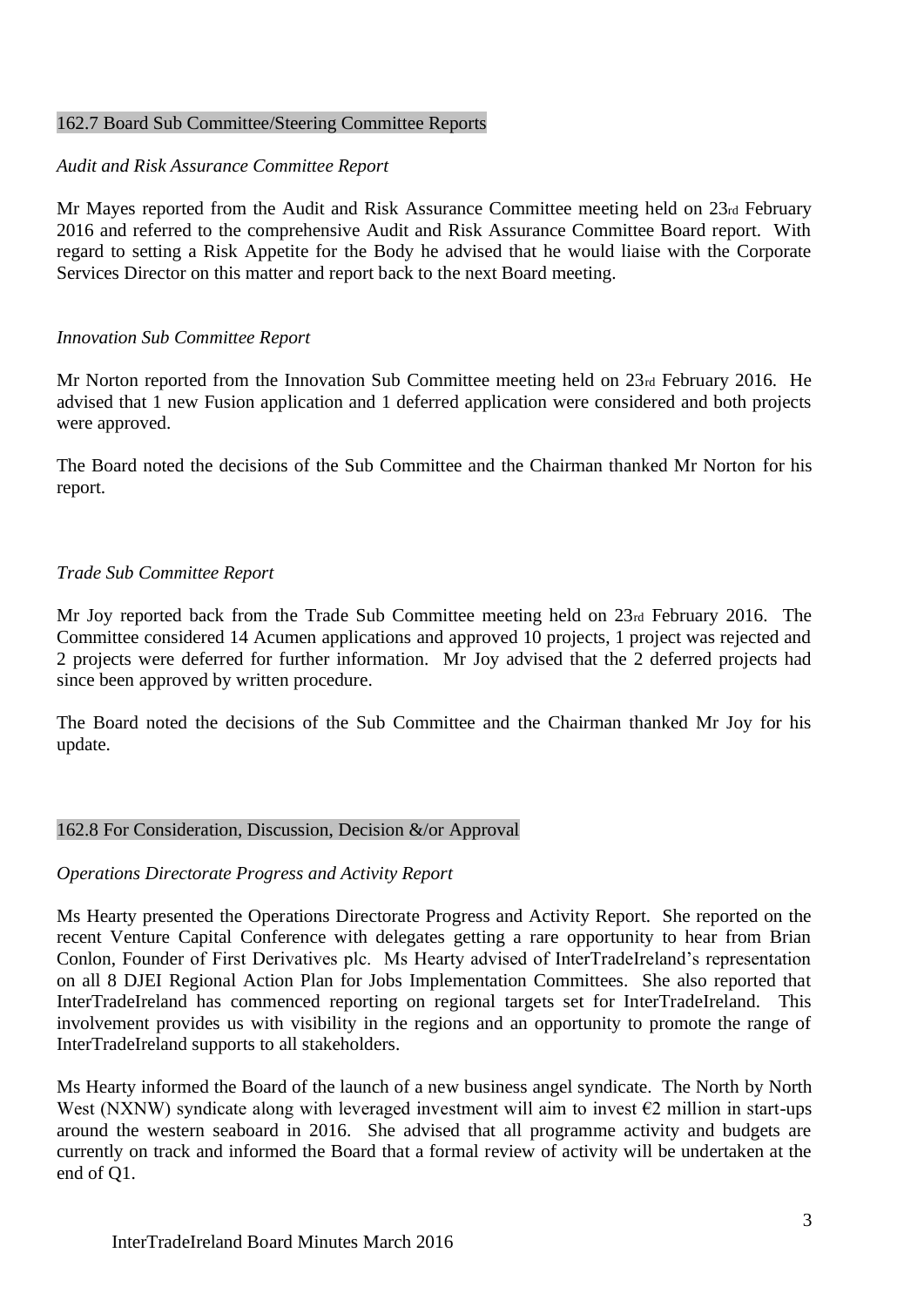## 162.7 Board Sub Committee/Steering Committee Reports

*Audit and Risk Assurance Committee Report*

Mr Mayes reported from the Audit and Risk Assurance Committee meeting held on 23rd February 2016 and referred to the comprehensive Audit and Risk Assurance Committee Board report. With regard to setting a Risk Appetite for the Body he advised that he would liaise with the Corporate Services Director on this matter and report back to the next Board meeting.

*Innovation Sub Committee Report*

Mr Norton reported from the Innovation Sub Committee meeting held on 23rd February 2016. He advised that 1 new Fusion application and 1 deferred application were considered and both projects were approved.

The Board noted the decisions of the Sub Committee and the Chairman thanked Mr Norton for his report.

*Trade Sub Committee Report*

Mr Joy reported back from the Trade Sub Committee meeting held on 23rd February 2016. The Committee considered 14 Acumen applications and approved 10 projects, 1 project was rejected and 2 projects were deferred for further information. Mr Joy advised that the 2 deferred projects had since been approved by written procedure.

The Board noted the decisions of the Sub Committee and the Chairman thanked Mr Joy for his update.

## 162.8 For Consideration, Discussion, Decision &/or Approval

*Operations Directorate Progress and Activity Report*

Ms Hearty presented the Operations Directorate Progress and Activity Report. She reported on the recent Venture Capital Conference with delegates getting a rare opportunity to hear from Brian Conlon, Founder of First Derivatives plc. Ms Hearty advised of InterTradeIreland's representation on all 8 DJEI Regional Action Plan for Jobs Implementation Committees. She also reported that InterTradeIreland has commenced reporting on regional targets set for InterTradeIreland. This involvement provides us with visibility in the regions and an opportunity to promote the range of InterTradeIreland supports to all stakeholders.

Ms Hearty informed the Board of the launch of a new business angel syndicate. The North by North West (NXNW) syndicate along with leveraged investment will aim to invest €2 million in start-ups around the western seaboard in 2016. She advised that all programme activity and budgets are currently on track and informed the Board that a formal review of activity will be undertaken at the end of Q1.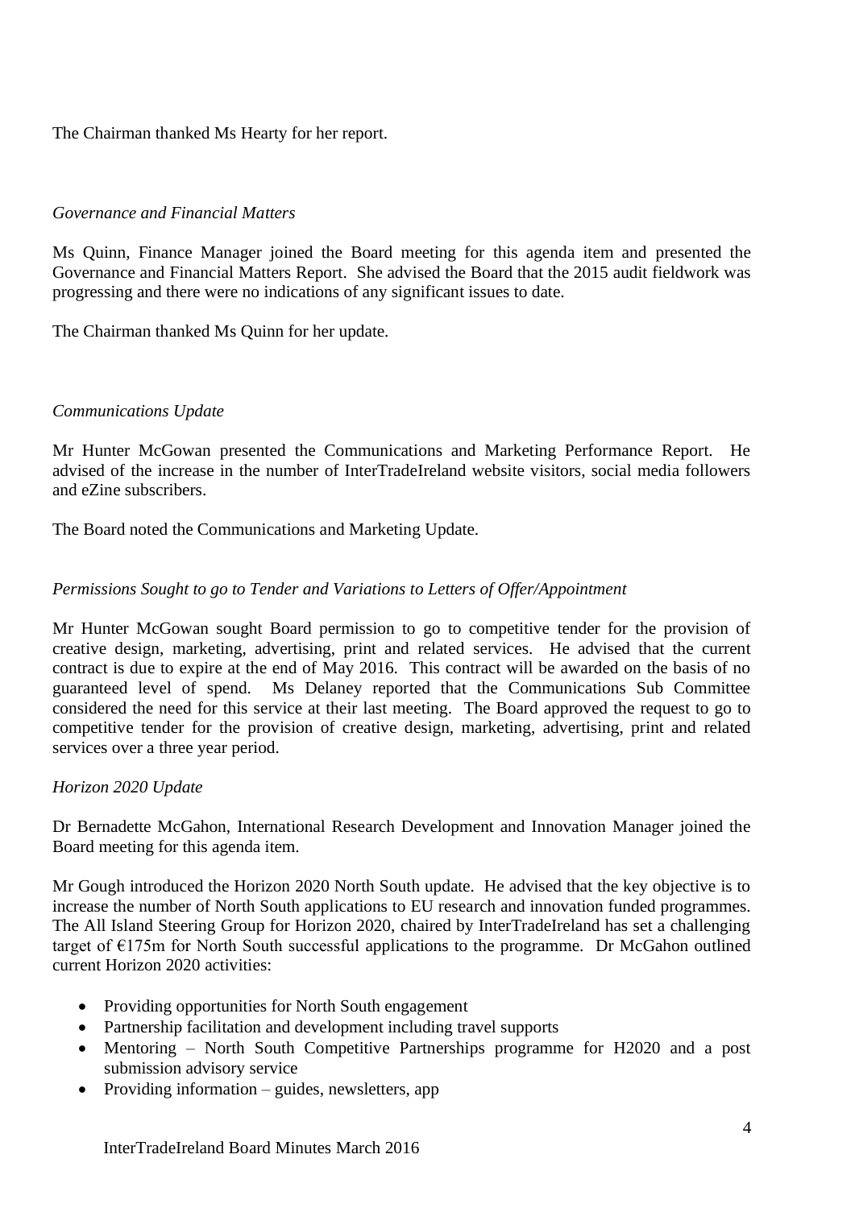The Chairman thanked Ms Hearty for her report.

*Governance and Financial Matters*

Ms Quinn, Finance Manager joined the Board meeting for this agenda item and presented the Governance and Financial Matters Report. She advised the Board that the 2015 audit fieldwork was progressing and there were no indications of any significant issues to date.

The Chairman thanked Ms Quinn for her update.

*Communications Update*

Mr Hunter McGowan presented the Communications and Marketing Performance Report. He advised of the increase in the number of InterTradeIreland website visitors, social media followers and eZine subscribers.

The Board noted the Communications and Marketing Update.

*Permissions Sought to go to Tender and Variations to Letters of Offer/Appointment*

Mr Hunter McGowan sought Board permission to go to competitive tender for the provision of creative design, marketing, advertising, print and related services. He advised that the current contract is due to expire at the end of May 2016. This contract will be awarded on the basis of no guaranteed level of spend. Ms Delaney reported that the Communications Sub Committee considered the need for this service at their last meeting. The Board approved the request to go to competitive tender for the provision of creative design, marketing, advertising, print and related services over a three year period.

*Horizon 2020 Update*

Dr Bernadette McGahon, International Research Development and Innovation Manager joined the Board meeting for this agenda item.

Mr Gough introduced the Horizon 2020 North South update. He advised that the key objective is to increase the number of North South applications to EU research and innovation funded programmes. The All Island Steering Group for Horizon 2020, chaired by InterTradeIreland has set a challenging target of €175m for North South successful applications to the programme. Dr McGahon outlined current Horizon 2020 activities:

- Providing opportunities for North South engagement
- Partnership facilitation and development including travel supports
- Mentoring – North South Competitive Partnerships programme for H2020 and a post submission advisory service
- Providing information – guides, newsletters, app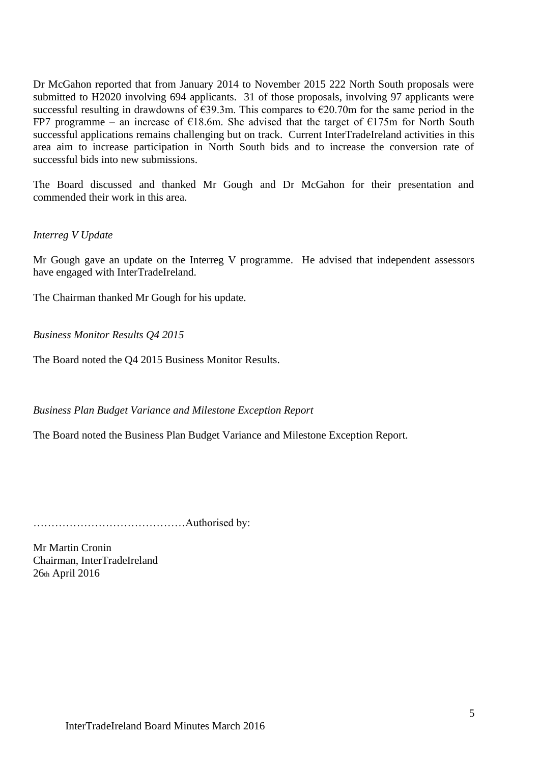Dr McGahon reported that from January 2014 to November 2015 222 North South proposals were submitted to H2020 involving 694 applicants. 31 of those proposals, involving 97 applicants were successful resulting in drawdowns of €39.3m. This compares to €20.70m for the same period in the FP7 programme – an increase of €18.6m. She advised that the target of €175m for North South successful applications remains challenging but on track. Current InterTradeIreland activities in this area aim to increase participation in North South bids and to increase the conversion rate of successful bids into new submissions.

The Board discussed and thanked Mr Gough and Dr McGahon for their presentation and commended their work in this area.

*Interreg V Update*

Mr Gough gave an update on the Interreg V programme. He advised that independent assessors have engaged with InterTradeIreland.

The Chairman thanked Mr Gough for his update.

*Business Monitor Results Q4 2015*

The Board noted the Q4 2015 Business Monitor Results.

*Business Plan Budget Variance and Milestone Exception Report*

The Board noted the Business Plan Budget Variance and Milestone Exception Report.

……………………………………Authorised by:

Mr Martin Cronin
Chairman, InterTradeIreland
26th April 2016